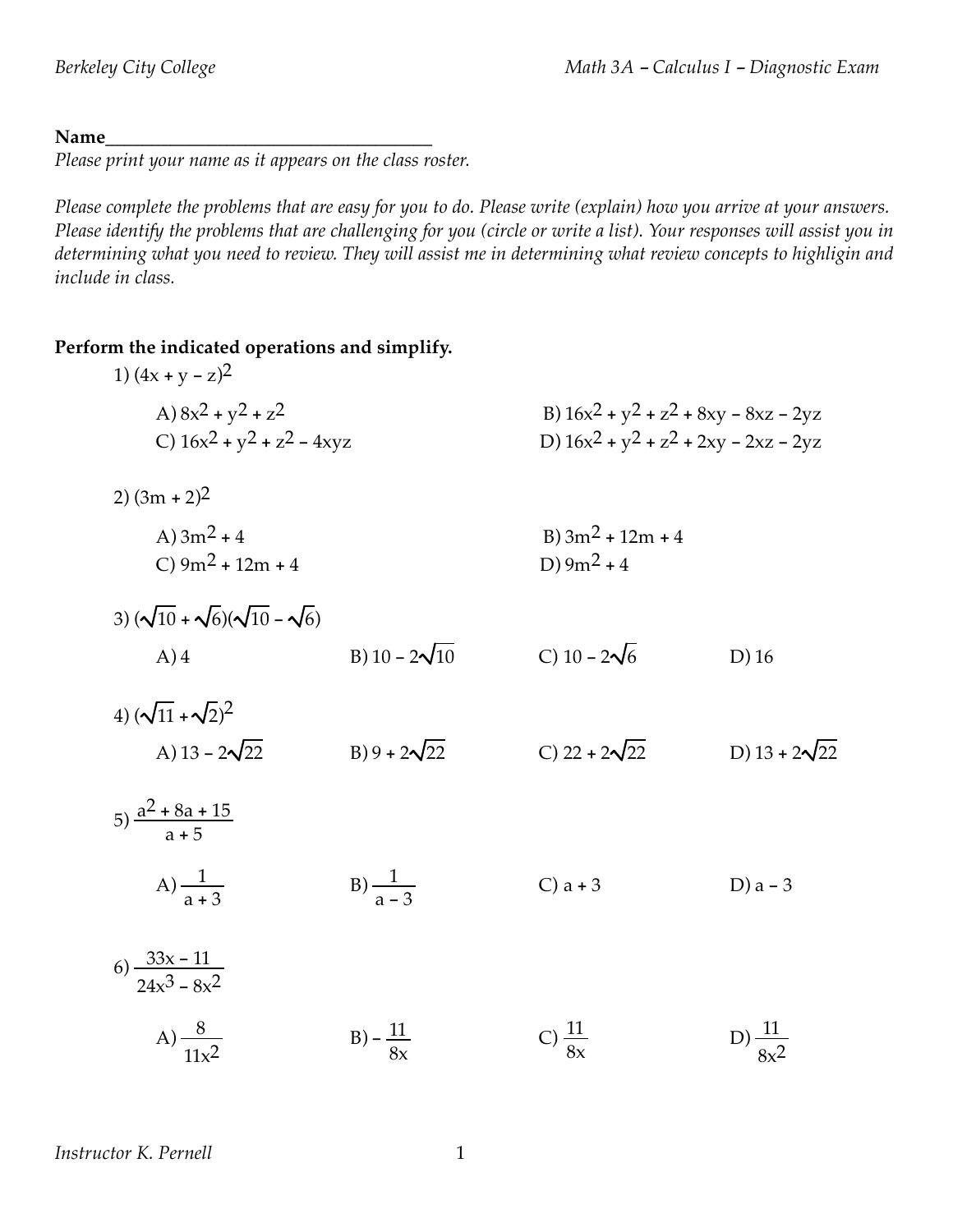Name___________________________________

*Please print your name as it appears on the class roster.*

*Please complete the problems that are easy for you to do. Please write (explain) how you arrive at your answers. Please identify the problems that are challenging for you (circle or write a list). Your responses will assist you in determining what you need to review. They will assist me in determining what review concepts to highligin and include in class.*

**Perform the indicated operations and simplify.**

1) $(4x + y - z)^2$

A) $8x^2 + y^2 + z^2$

B) $16x^2 + y^2 + z^2 + 8xy - 8xz - 2yz$

C) $16x^2 + y^2 + z^2 - 4xyz$

D) $16x^2 + y^2 + z^2 + 2xy - 2xz - 2yz$

2) $(3m + 2)^2$

A) $3m^2 + 4$

B) $3m^2 + 12m + 4$

C) $9m^2 + 12m + 4$

D) $9m^2 + 4$

3) $(\sqrt{10} + \sqrt{6})(\sqrt{10} - \sqrt{6})$

A) $4$

B) $10 - 2\sqrt{10}$

C) $10 - 2\sqrt{6}$

D) $16$

4) $(\sqrt{11} + \sqrt{2})^2$

A) $13 - 2\sqrt{22}$

B) $9 + 2\sqrt{22}$

C) $22 + 2\sqrt{22}$

D) $13 + 2\sqrt{22}$

5) $\dfrac{a^2 + 8a + 15}{a + 5}$

A) $\dfrac{1}{a + 3}$

B) $\dfrac{1}{a - 3}$

C) $a + 3$

D) $a - 3$

6) $\dfrac{33x - 11}{24x^3 - 8x^2}$

A) $\dfrac{8}{11x^2}$

B) $-\dfrac{11}{8x}$

C) $\dfrac{11}{8x}$

D) $\dfrac{11}{8x^2}$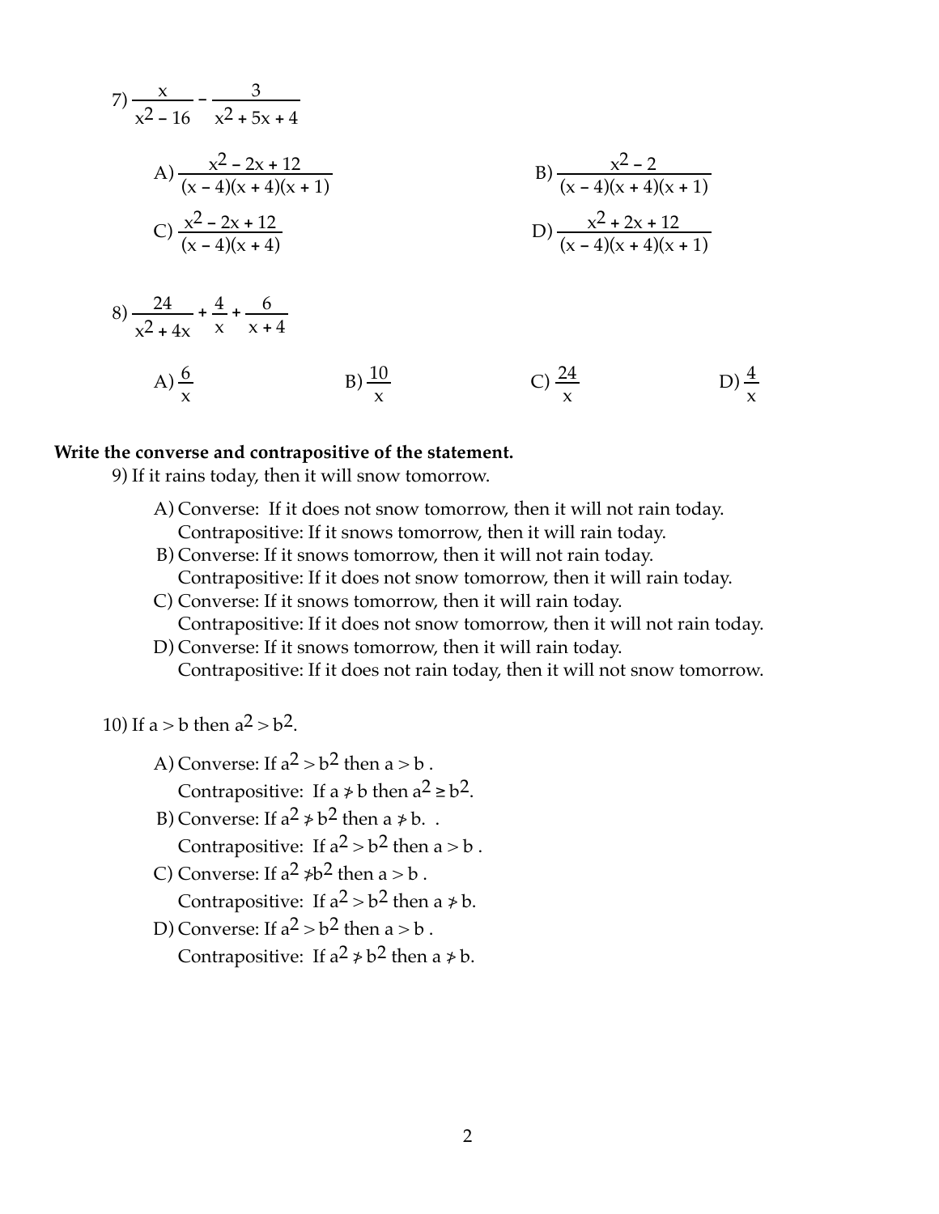7) $\dfrac{x}{x^2 - 16} - \dfrac{3}{x^2 + 5x + 4}$

A) $\dfrac{x^2 - 2x + 12}{(x - 4)(x + 4)(x + 1)}$

B) $\dfrac{x^2 - 2}{(x - 4)(x + 4)(x + 1)}$

C) $\dfrac{x^2 - 2x + 12}{(x - 4)(x + 4)}$

D) $\dfrac{x^2 + 2x + 12}{(x - 4)(x + 4)(x + 1)}$

8) $\dfrac{24}{x^2 + 4x} + \dfrac{4}{x} + \dfrac{6}{x + 4}$

A) $\dfrac{6}{x}$

B) $\dfrac{10}{x}$

C) $\dfrac{24}{x}$

D) $\dfrac{4}{x}$

**Write the converse and contrapositive of the statement.**

9) If it rains today, then it will snow tomorrow.

A) Converse: If it does not snow tomorrow, then it will not rain today.
Contrapositive: If it snows tomorrow, then it will rain today.

B) Converse: If it snows tomorrow, then it will not rain today.
Contrapositive: If it does not snow tomorrow, then it will rain today.

C) Converse: If it snows tomorrow, then it will rain today.
Contrapositive: If it does not snow tomorrow, then it will not rain today.

D) Converse: If it snows tomorrow, then it will rain today.
Contrapositive: If it does not rain today, then it will not snow tomorrow.

10) If $a > b$ then $a^2 > b^2$.

A) Converse: If $a^2 > b^2$ then $a > b$ .
Contrapositive: If $a \ngtr b$ then $a^2 \geq b^2$.

B) Converse: If $a^2 \ngtr b^2$ then $a \ngtr b$. .
Contrapositive: If $a^2 > b^2$ then $a > b$ .

C) Converse: If $a^2 \ngtr b^2$ then $a > b$ .
Contrapositive: If $a^2 > b^2$ then $a \ngtr b$.

D) Converse: If $a^2 > b^2$ then $a > b$ .
Contrapositive: If $a^2 \ngtr b^2$ then $a \ngtr b$.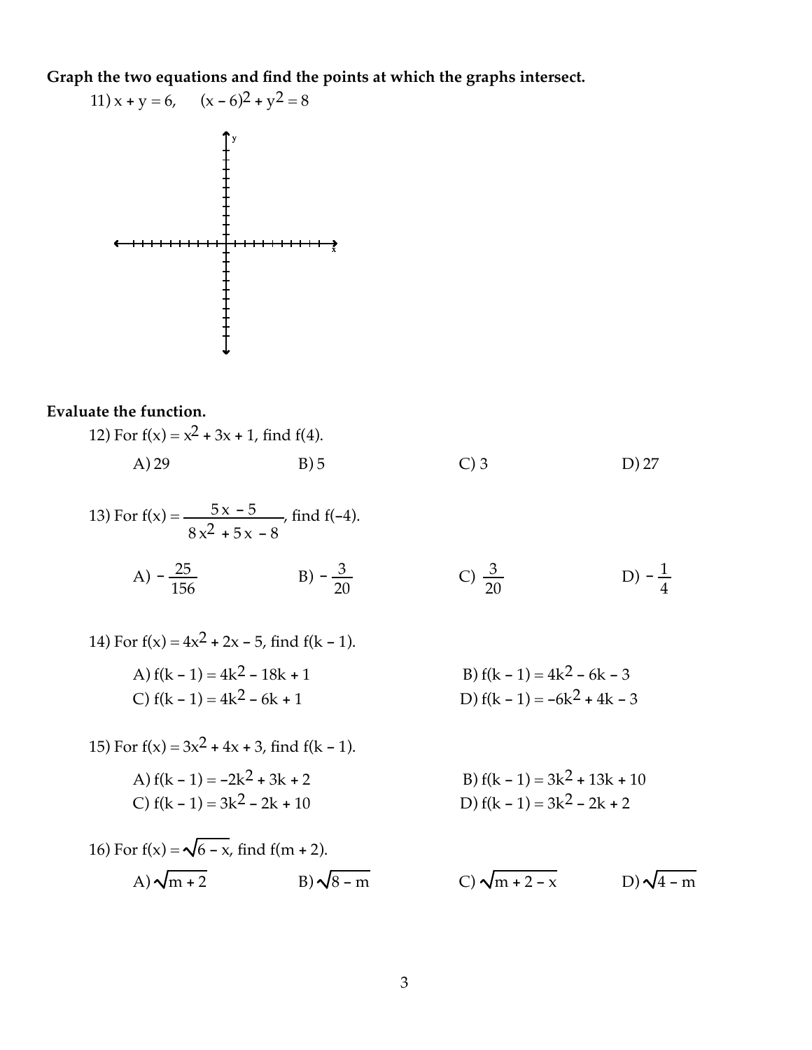**Graph the two equations and find the points at which the graphs intersect.**

11) $x + y = 6, \quad (x - 6)^2 + y^2 = 8$

**Evaluate the function.**

12) For $f(x) = x^2 + 3x + 1$, find $f(4)$.

A) 29 B) 5 C) 3 D) 27

13) For $f(x) = \dfrac{5x - 5}{8x^2 + 5x - 8}$, find $f(-4)$.

A) $-\dfrac{25}{156}$ B) $-\dfrac{3}{20}$ C) $\dfrac{3}{20}$ D) $-\dfrac{1}{4}$

14) For $f(x) = 4x^2 + 2x - 5$, find $f(k - 1)$.

A) $f(k - 1) = 4k^2 - 18k + 1$
B) $f(k - 1) = 4k^2 - 6k - 3$
C) $f(k - 1) = 4k^2 - 6k + 1$
D) $f(k - 1) = -6k^2 + 4k - 3$

15) For $f(x) = 3x^2 + 4x + 3$, find $f(k - 1)$.

A) $f(k - 1) = -2k^2 + 3k + 2$
B) $f(k - 1) = 3k^2 + 13k + 10$
C) $f(k - 1) = 3k^2 - 2k + 10$
D) $f(k - 1) = 3k^2 - 2k + 2$

16) For $f(x) = \sqrt{6 - x}$, find $f(m + 2)$.

A) $\sqrt{m + 2}$ B) $\sqrt{8 - m}$ C) $\sqrt{m + 2 - x}$ D) $\sqrt{4 - m}$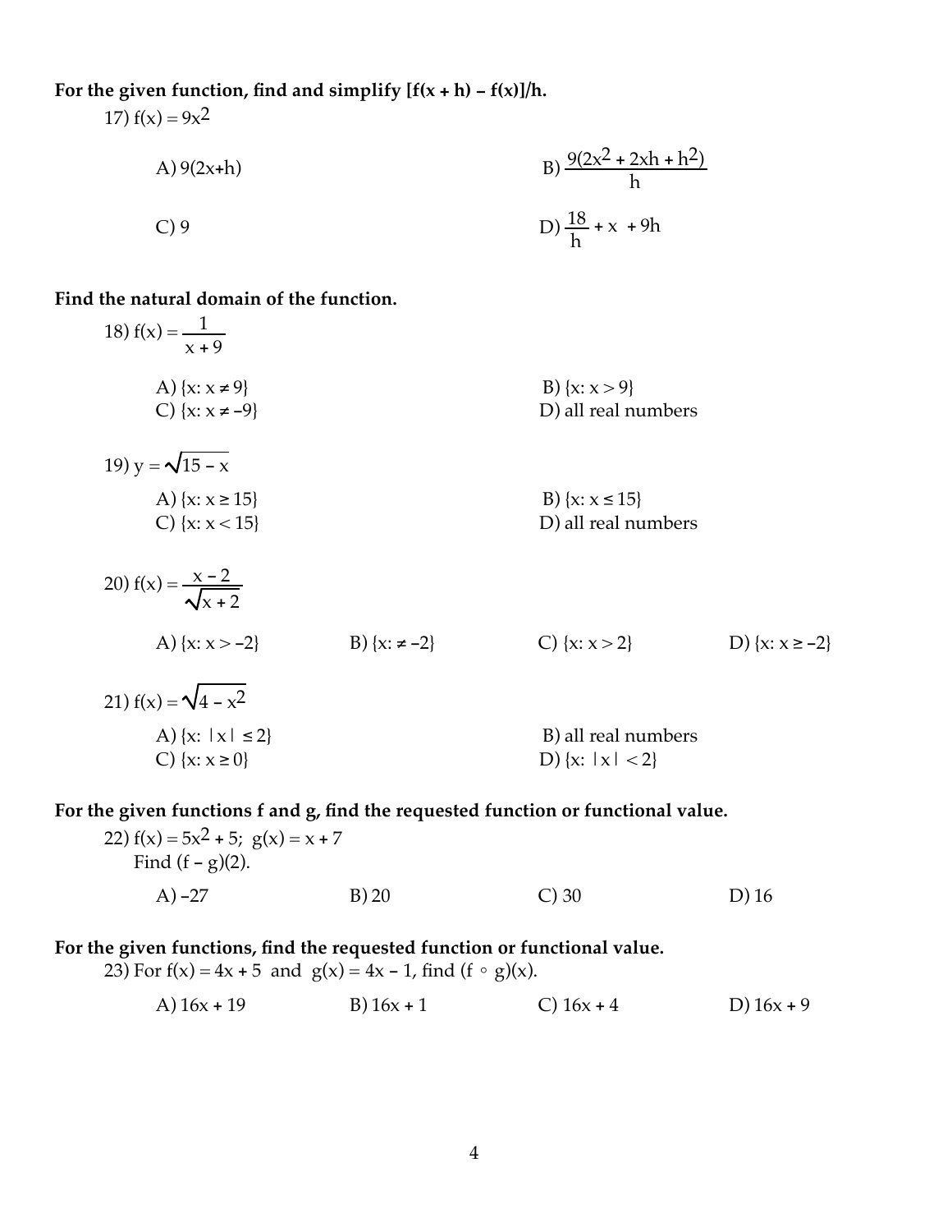**For the given function, find and simplify [f(x + h) − f(x)]/h.**

17) $f(x) = 9x^2$

A) $9(2x+h)$

B) $\dfrac{9(2x^2 + 2xh + h^2)}{h}$

C) 9

D) $\dfrac{18}{h} + x + 9h$

**Find the natural domain of the function.**

18) $f(x) = \dfrac{1}{x + 9}$

A) $\{x: x \neq 9\}$

B) $\{x: x > 9\}$

C) $\{x: x \neq -9\}$

D) all real numbers

19) $y = \sqrt{15 - x}$

A) $\{x: x \geq 15\}$

B) $\{x: x \leq 15\}$

C) $\{x: x < 15\}$

D) all real numbers

20) $f(x) = \dfrac{x - 2}{\sqrt{x + 2}}$

A) $\{x: x > -2\}$

B) $\{x: \neq -2\}$

C) $\{x: x > 2\}$

D) $\{x: x \geq -2\}$

21) $f(x) = \sqrt{4 - x^2}$

A) $\{x: |x| \leq 2\}$

B) all real numbers

C) $\{x: x \geq 0\}$

D) $\{x: |x| < 2\}$

**For the given functions f and g, find the requested function or functional value.**

22) $f(x) = 5x^2 + 5$; $g(x) = x + 7$
Find $(f - g)(2)$.

A) −27

B) 20

C) 30

D) 16

**For the given functions, find the requested function or functional value.**

23) For $f(x) = 4x + 5$ and $g(x) = 4x - 1$, find $(f \circ g)(x)$.

A) $16x + 19$

B) $16x + 1$

C) $16x + 4$

D) $16x + 9$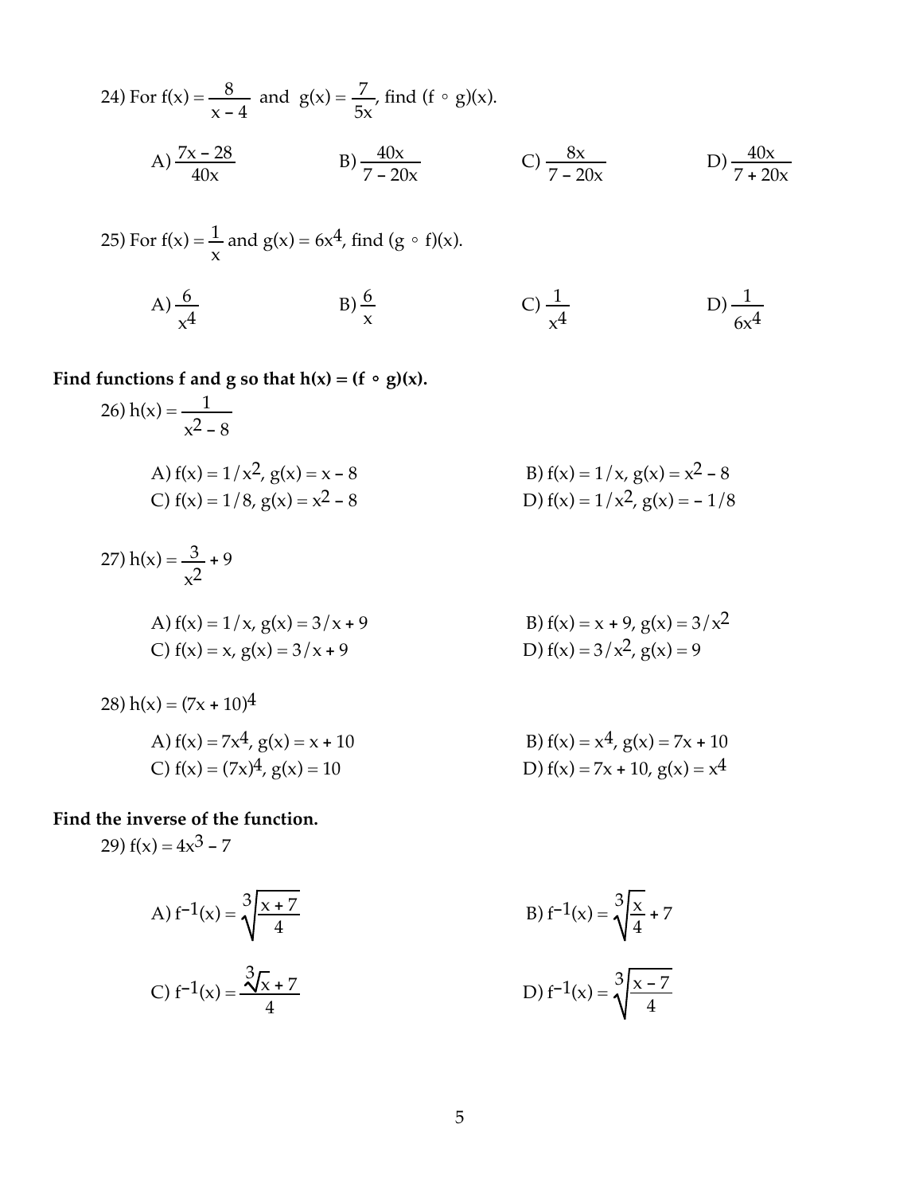24) For $f(x) = \frac{8}{x - 4}$ and $g(x) = \frac{7}{5x}$, find $(f \circ g)(x)$.

A) $\frac{7x - 28}{40x}$

B) $\frac{40x}{7 - 20x}$

C) $\frac{8x}{7 - 20x}$

D) $\frac{40x}{7 + 20x}$

25) For $f(x) = \frac{1}{x}$ and $g(x) = 6x^4$, find $(g \circ f)(x)$.

A) $\frac{6}{x^4}$

B) $\frac{6}{x}$

C) $\frac{1}{x^4}$

D) $\frac{1}{6x^4}$

**Find functions f and g so that h(x) = (f ∘ g)(x).**

26) $h(x) = \frac{1}{x^2 - 8}$

A) $f(x) = 1/x^2$, $g(x) = x - 8$

B) $f(x) = 1/x$, $g(x) = x^2 - 8$

C) $f(x) = 1/8$, $g(x) = x^2 - 8$

D) $f(x) = 1/x^2$, $g(x) = -1/8$

27) $h(x) = \frac{3}{x^2} + 9$

A) $f(x) = 1/x$, $g(x) = 3/x + 9$

B) $f(x) = x + 9$, $g(x) = 3/x^2$

C) $f(x) = x$, $g(x) = 3/x + 9$

D) $f(x) = 3/x^2$, $g(x) = 9$

28) $h(x) = (7x + 10)^4$

A) $f(x) = 7x^4$, $g(x) = x + 10$

B) $f(x) = x^4$, $g(x) = 7x + 10$

C) $f(x) = (7x)^4$, $g(x) = 10$

D) $f(x) = 7x + 10$, $g(x) = x^4$

**Find the inverse of the function.**

29) $f(x) = 4x^3 - 7$

A) $f^{-1}(x) = \sqrt[3]{\frac{x + 7}{4}}$

B) $f^{-1}(x) = \sqrt[3]{\frac{x}{4}} + 7$

C) $f^{-1}(x) = \frac{\sqrt[3]{x} + 7}{4}$

D) $f^{-1}(x) = \sqrt[3]{\frac{x - 7}{4}}$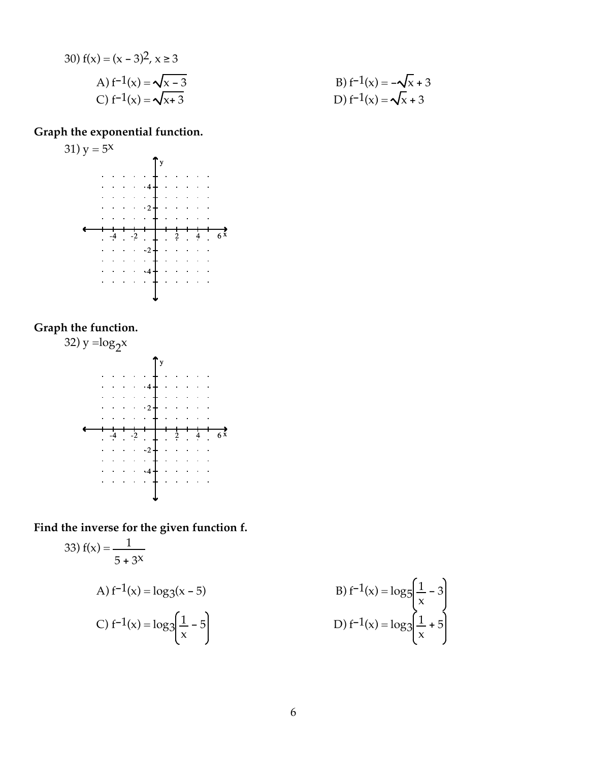30) $f(x) = (x - 3)^2$, $x \geq 3$

A) $f^{-1}(x) = \sqrt{x - 3}$

B) $f^{-1}(x) = -\sqrt{x} + 3$

C) $f^{-1}(x) = \sqrt{x + 3}$

D) $f^{-1}(x) = \sqrt{x} + 3$

**Graph the exponential function.**

31) $y = 5^x$

**Graph the function.**

32) $y = \log_2 x$

**Find the inverse for the given function f.**

33) $f(x) = \dfrac{1}{5 + 3^x}$

A) $f^{-1}(x) = \log_3(x - 5)$

B) $f^{-1}(x) = \log_5\left(\dfrac{1}{x} - 3\right)$

C) $f^{-1}(x) = \log_3\left(\dfrac{1}{x} - 5\right)$

D) $f^{-1}(x) = \log_3\left(\dfrac{1}{x} + 5\right)$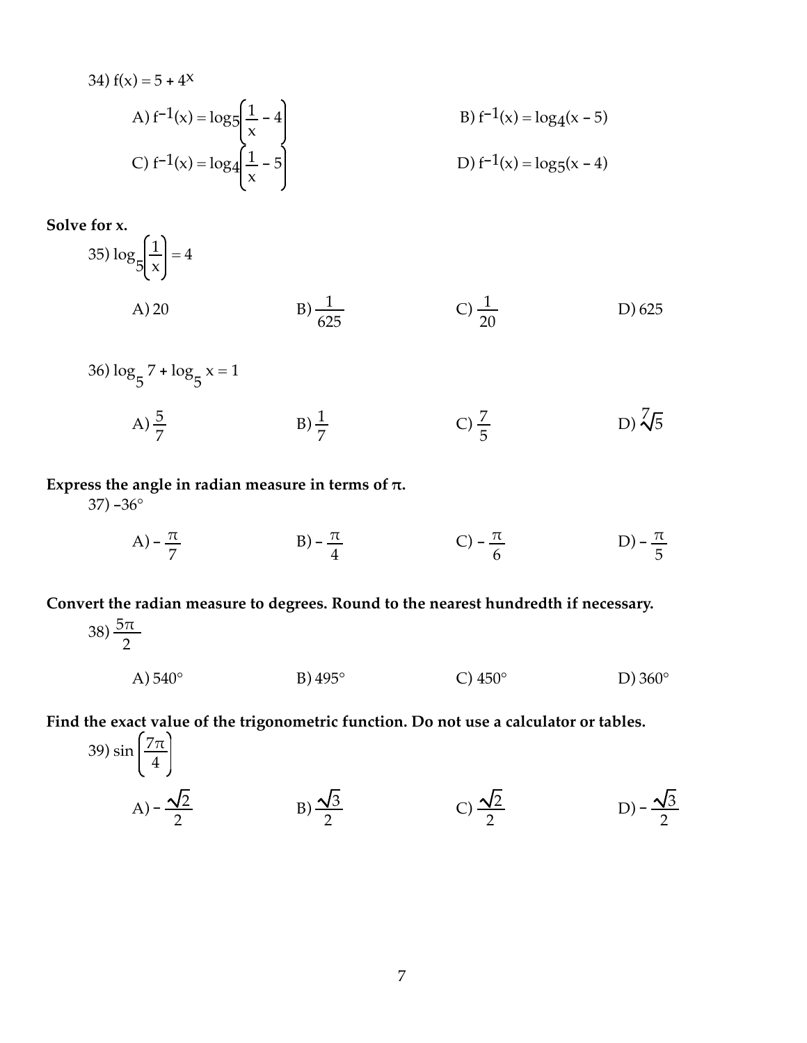34) $f(x) = 5 + 4^x$

A) $f^{-1}(x) = \log_5\left(\frac{1}{x} - 4\right)$

B) $f^{-1}(x) = \log_4(x - 5)$

C) $f^{-1}(x) = \log_4\left(\frac{1}{x} - 5\right)$

D) $f^{-1}(x) = \log_5(x - 4)$

**Solve for x.**

35) $\log_5\left(\frac{1}{x}\right) = 4$

A) 20

B) $\frac{1}{625}$

C) $\frac{1}{20}$

D) 625

36) $\log_5 7 + \log_5 x = 1$

A) $\frac{5}{7}$

B) $\frac{1}{7}$

C) $\frac{7}{5}$

D) $\sqrt[7]{5}$

**Express the angle in radian measure in terms of π.**

37) $-36°$

A) $-\frac{\pi}{7}$

B) $-\frac{\pi}{4}$

C) $-\frac{\pi}{6}$

D) $-\frac{\pi}{5}$

**Convert the radian measure to degrees. Round to the nearest hundredth if necessary.**

38) $\frac{5\pi}{2}$

A) 540°

B) 495°

C) 450°

D) 360°

**Find the exact value of the trigonometric function. Do not use a calculator or tables.**

39) $\sin\left(\frac{7\pi}{4}\right)$

A) $-\frac{\sqrt{2}}{2}$

B) $\frac{\sqrt{3}}{2}$

C) $\frac{\sqrt{2}}{2}$

D) $-\frac{\sqrt{3}}{2}$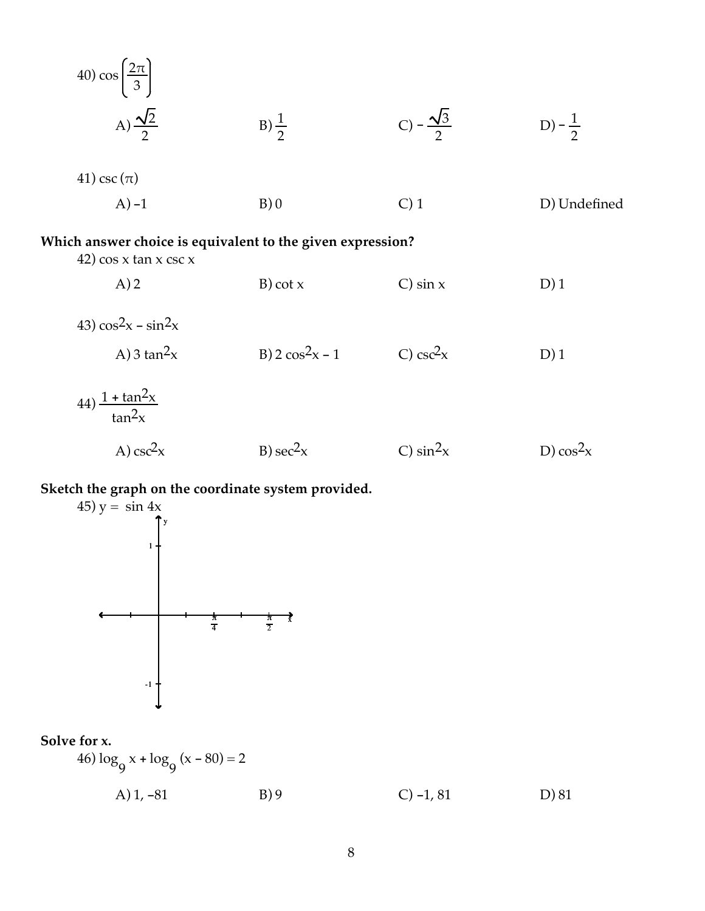40) $\cos\left(\frac{2\pi}{3}\right)$

A) $\frac{\sqrt{2}}{2}$  B) $\frac{1}{2}$  C) $-\frac{\sqrt{3}}{2}$  D) $-\frac{1}{2}$

41) $\csc(\pi)$

A) $-1$  B) $0$  C) $1$  D) Undefined

**Which answer choice is equivalent to the given expression?**

42) $\cos x \tan x \csc x$

A) $2$  B) $\cot x$  C) $\sin x$  D) $1$

43) $\cos^2 x - \sin^2 x$

A) $3 \tan^2 x$  B) $2 \cos^2 x - 1$  C) $\csc^2 x$  D) $1$

44) $\frac{1 + \tan^2 x}{\tan^2 x}$

A) $\csc^2 x$  B) $\sec^2 x$  C) $\sin^2 x$  D) $\cos^2 x$

**Sketch the graph on the coordinate system provided.**

45) $y = \sin 4x$

(Coordinate axes provided: y-axis marked 1 and -1; x-axis marked $\frac{\pi}{4}$ and $\frac{\pi}{2}$.)

**Solve for x.**

46) $\log_9 x + \log_9 (x - 80) = 2$

A) $1, -81$  B) $9$  C) $-1, 81$  D) $81$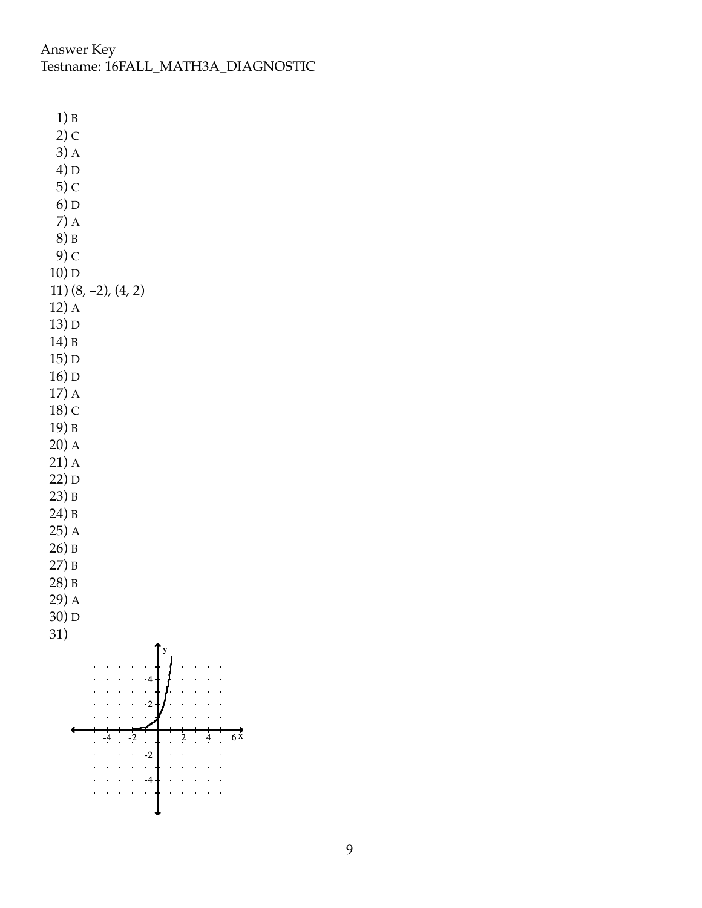Answer Key
Testname: 16FALL_MATH3A_DIAGNOSTIC

1) B
2) C
3) A
4) D
5) C
6) D
7) A
8) B
9) C
10) D
11) (8, –2), (4, 2)
12) A
13) D
14) B
15) D
16) D
17) A
18) C
19) B
20) A
21) A
22) D
23) B
24) B
25) A
26) B
27) B
28) B
29) A
30) D
31)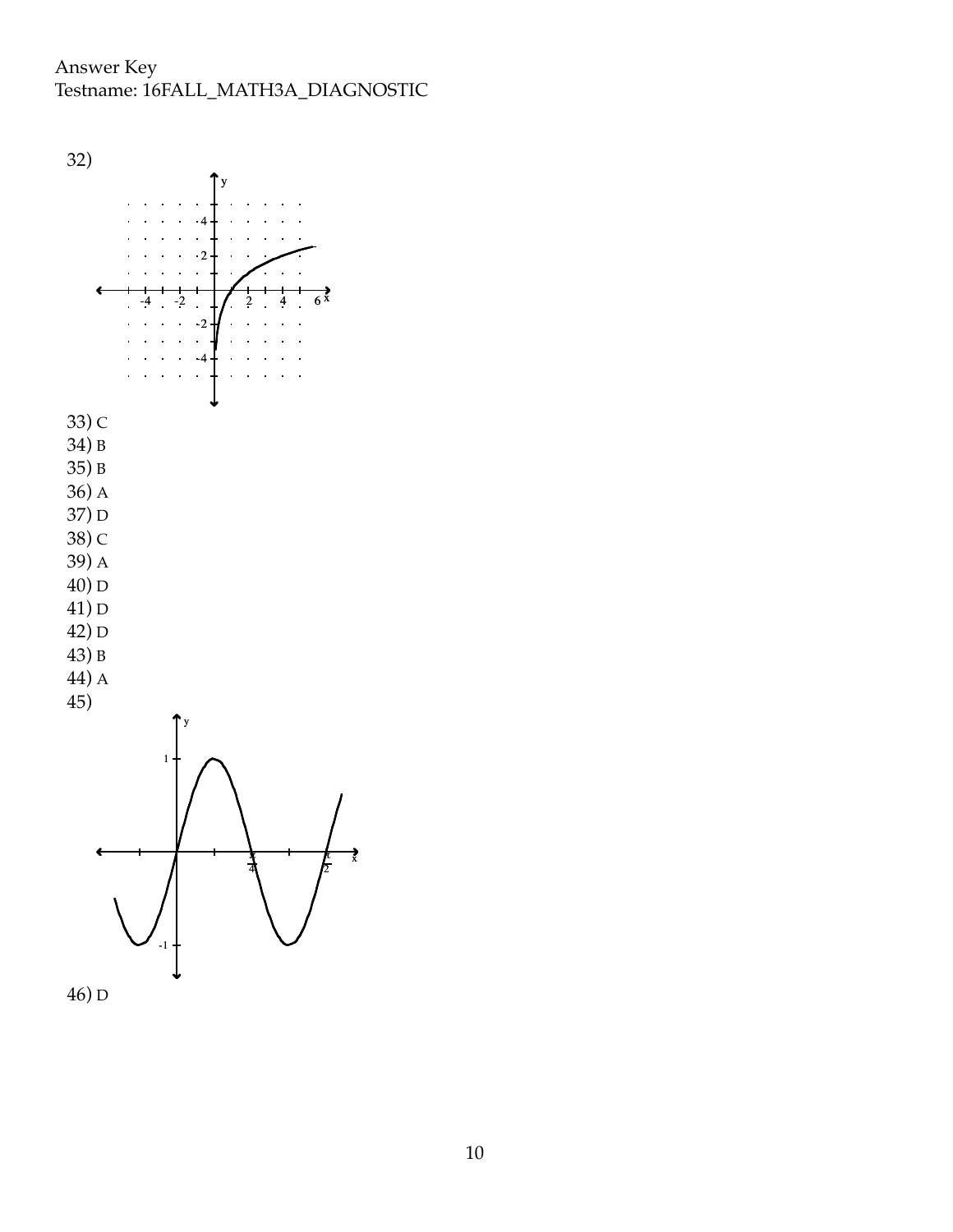Answer Key
Testname: 16FALL_MATH3A_DIAGNOSTIC

32)

y

4

2

-4 -2 2 4 6 x

-2

-4

33) C
34) B
35) B
36) A
37) D
38) C
39) A
40) D
41) D
42) D
43) B
44) A
45)

y

1

$\frac{\pi}{4}$ $\frac{\pi}{2}$ x

-1

46) D